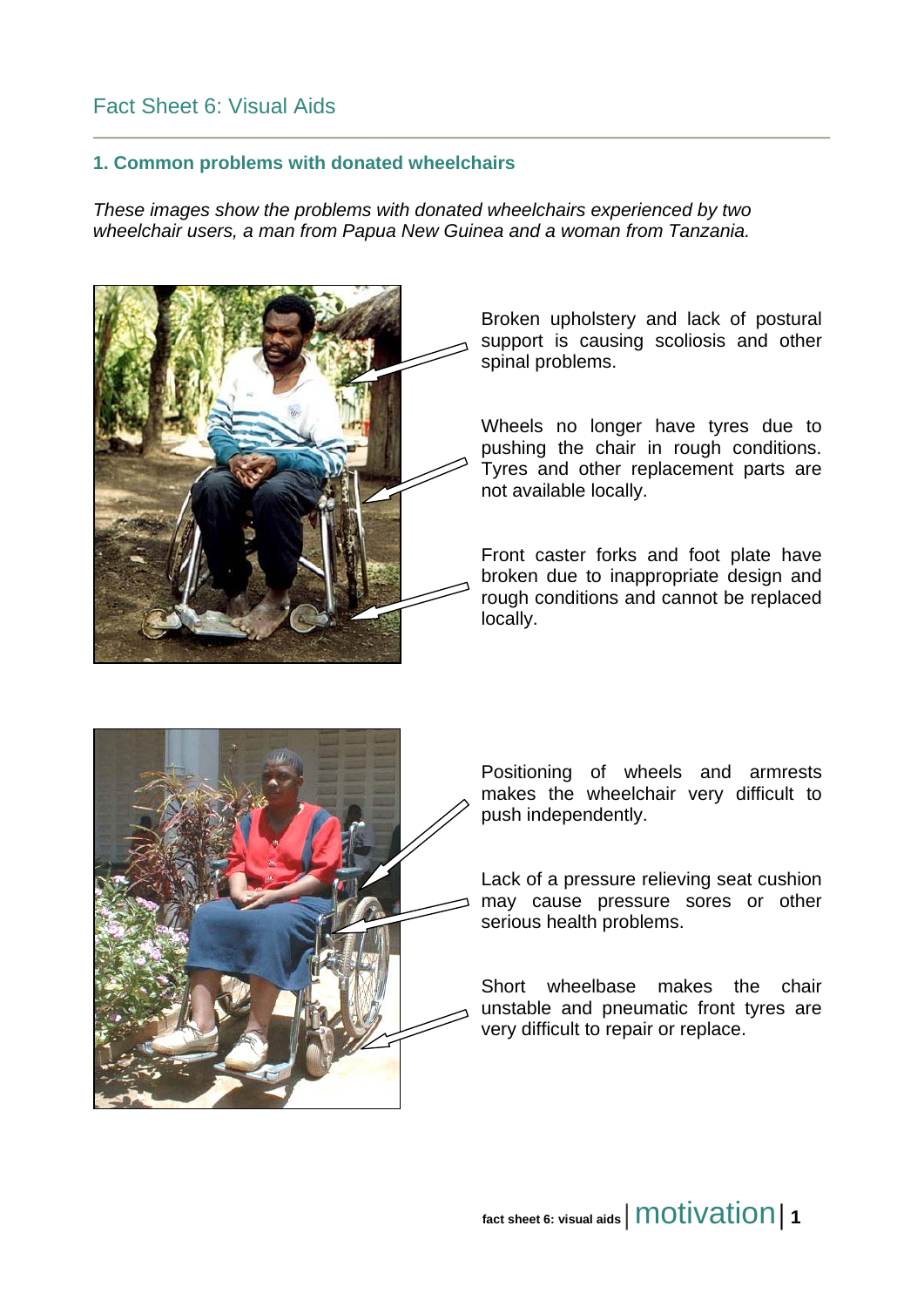# Fact Sheet 6: Visual Aids

## 1. Common problems with donated wheelchairs

*These images show the problems with donated wheelchairs experienced by two wheelchair users, a man from Papua New Guinea and a woman from Tanzania.*

Broken upholstery and lack of postural support is causing scoliosis and other spinal problems.

Wheels no longer have tyres due to pushing the chair in rough conditions. Tyres and other replacement parts are not available locally.

Front caster forks and foot plate have broken due to inappropriate design and rough conditions and cannot be replaced locally.

Positioning of wheels and armrests makes the wheelchair very difficult to push independently.

Lack of a pressure relieving seat cushion may cause pressure sores or other serious health problems.

Short wheelbase makes the chair unstable and pneumatic front tyres are very difficult to repair or replace.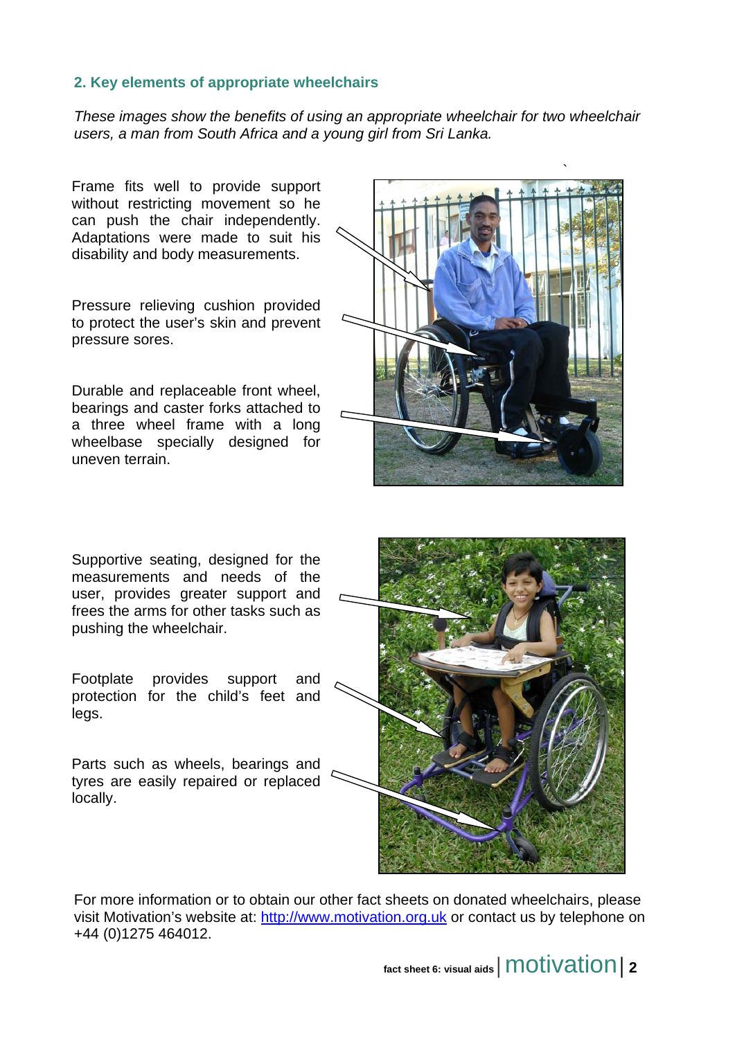## 2. Key elements of appropriate wheelchairs

*These images show the benefits of using an appropriate wheelchair for two wheelchair users, a man from South Africa and a young girl from Sri Lanka.*

Frame fits well to provide support without restricting movement so he can push the chair independently. Adaptations were made to suit his disability and body measurements.

Pressure relieving cushion provided to protect the user's skin and prevent pressure sores.

Durable and replaceable front wheel, bearings and caster forks attached to a three wheel frame with a long wheelbase specially designed for uneven terrain.

Supportive seating, designed for the measurements and needs of the user, provides greater support and frees the arms for other tasks such as pushing the wheelchair.

Footplate provides support and protection for the child's feet and legs.

Parts such as wheels, bearings and tyres are easily repaired or replaced locally.

For more information or to obtain our other fact sheets on donated wheelchairs, please visit Motivation's website at: [http://www.motivation.org.uk](http://www.motivation.org.uk) or contact us by telephone on +44 (0)1275 464012.